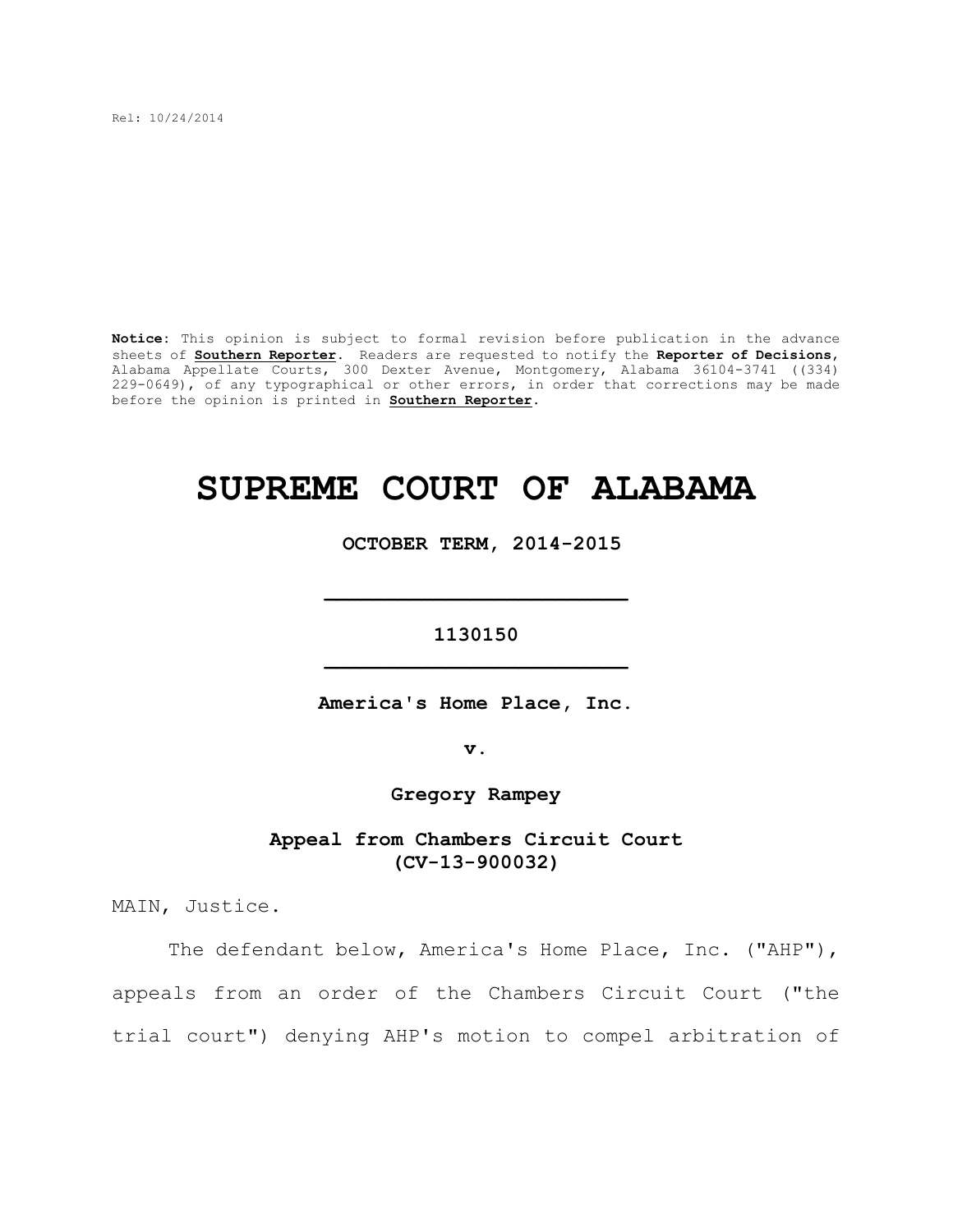Rel: 10/24/2014

**Notice**: This opinion is subject to formal revision before publication in the advance sheets of **Southern Reporter**. Readers are requested to notify the **Reporter of Decisions**, Alabama Appellate Courts, 300 Dexter Avenue, Montgomery, Alabama 36104-3741 ((334) 229-0649), of any typographical or other errors, in order that corrections may be made before the opinion is printed in **Southern Reporter**.

# SUPREME COURT OF ALABAMA

**OCTOBER TERM, 2014-2015**

---

**1130150**

---

**America's Home Place, Inc.**

**v.**

**Gregory Rampey**

**Appeal from Chambers Circuit Court (CV-13-900032)**

MAIN, Justice.

The defendant below, America's Home Place, Inc. ("AHP"), appeals from an order of the Chambers Circuit Court ("the trial court") denying AHP's motion to compel arbitration of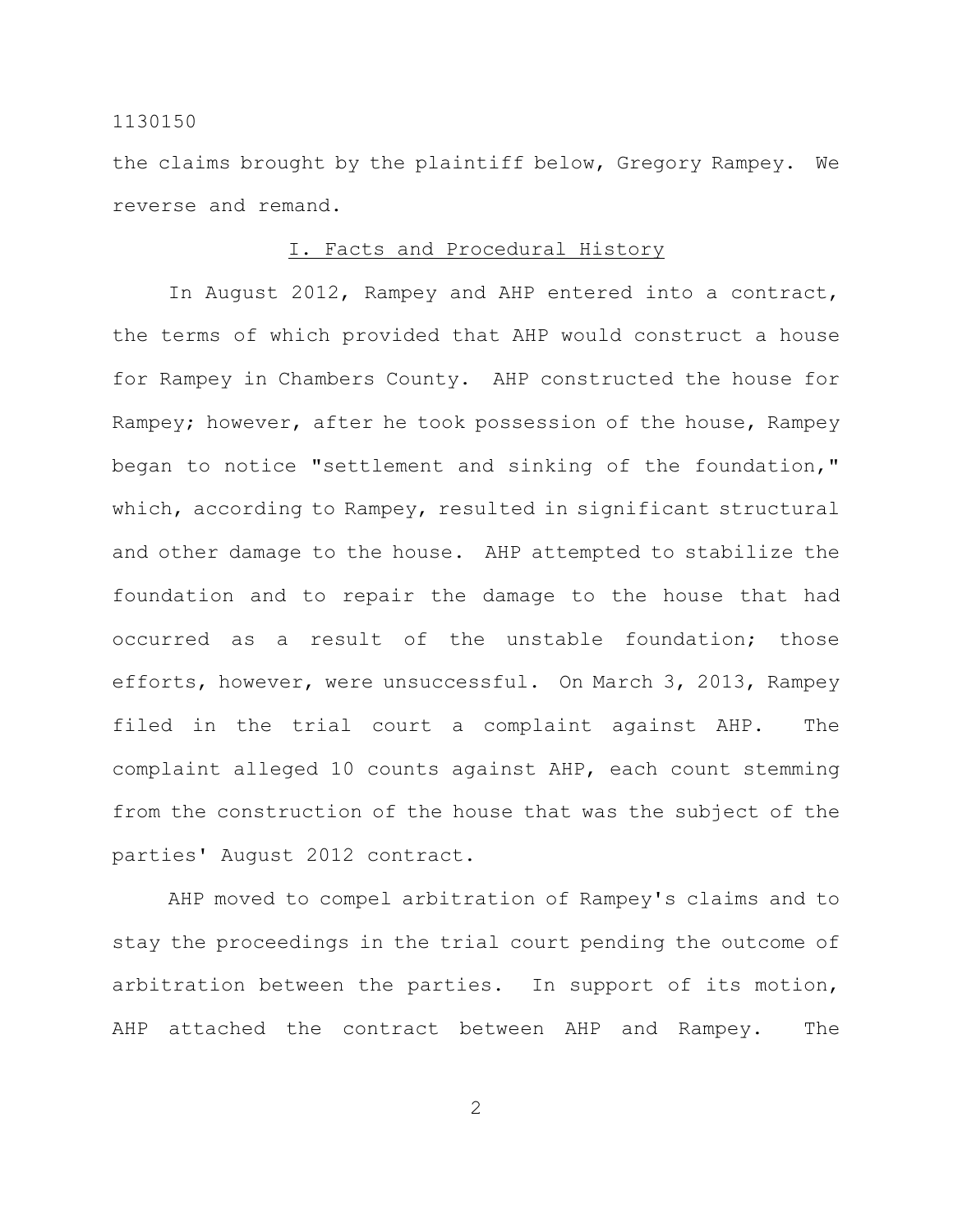the claims brought by the plaintiff below, Gregory Rampey. We reverse and remand.

## I. Facts and Procedural History

In August 2012, Rampey and AHP entered into a contract, the terms of which provided that AHP would construct a house for Rampey in Chambers County. AHP constructed the house for Rampey; however, after he took possession of the house, Rampey began to notice "settlement and sinking of the foundation," which, according to Rampey, resulted in significant structural and other damage to the house. AHP attempted to stabilize the foundation and to repair the damage to the house that had occurred as a result of the unstable foundation; those efforts, however, were unsuccessful. On March 3, 2013, Rampey filed in the trial court a complaint against AHP. The complaint alleged 10 counts against AHP, each count stemming from the construction of the house that was the subject of the parties' August 2012 contract.

AHP moved to compel arbitration of Rampey's claims and to stay the proceedings in the trial court pending the outcome of arbitration between the parties. In support of its motion, AHP attached the contract between AHP and Rampey. The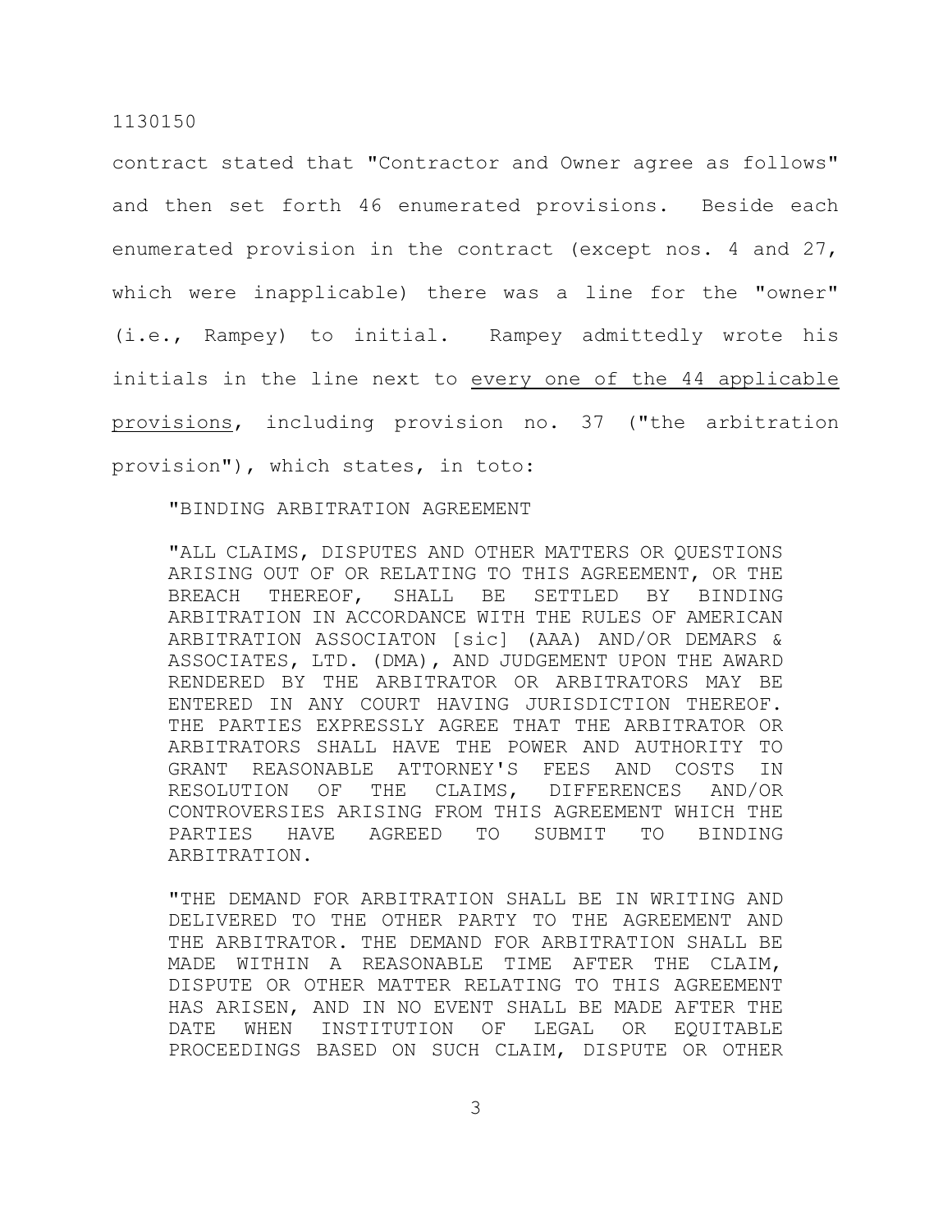contract stated that "Contractor and Owner agree as follows" and then set forth 46 enumerated provisions. Beside each enumerated provision in the contract (except nos. 4 and 27, which were inapplicable) there was a line for the "owner" (i.e., Rampey) to initial. Rampey admittedly wrote his initials in the line next to <u>every one of the 44 applicable provisions</u>, including provision no. 37 ("the arbitration provision"), which states, in toto:

> "BINDING ARBITRATION AGREEMENT
>
> "ALL CLAIMS, DISPUTES AND OTHER MATTERS OR QUESTIONS ARISING OUT OF OR RELATING TO THIS AGREEMENT, OR THE BREACH THEREOF, SHALL BE SETTLED BY BINDING ARBITRATION IN ACCORDANCE WITH THE RULES OF AMERICAN ARBITRATION ASSOCIATON [sic] (AAA) AND/OR DEMARS & ASSOCIATES, LTD. (DMA), AND JUDGEMENT UPON THE AWARD RENDERED BY THE ARBITRATOR OR ARBITRATORS MAY BE ENTERED IN ANY COURT HAVING JURISDICTION THEREOF. THE PARTIES EXPRESSLY AGREE THAT THE ARBITRATOR OR ARBITRATORS SHALL HAVE THE POWER AND AUTHORITY TO GRANT REASONABLE ATTORNEY'S FEES AND COSTS IN RESOLUTION OF THE CLAIMS, DIFFERENCES AND/OR CONTROVERSIES ARISING FROM THIS AGREEMENT WHICH THE PARTIES HAVE AGREED TO SUBMIT TO BINDING ARBITRATION.
>
> "THE DEMAND FOR ARBITRATION SHALL BE IN WRITING AND DELIVERED TO THE OTHER PARTY TO THE AGREEMENT AND THE ARBITRATOR. THE DEMAND FOR ARBITRATION SHALL BE MADE WITHIN A REASONABLE TIME AFTER THE CLAIM, DISPUTE OR OTHER MATTER RELATING TO THIS AGREEMENT HAS ARISEN, AND IN NO EVENT SHALL BE MADE AFTER THE DATE WHEN INSTITUTION OF LEGAL OR EQUITABLE PROCEEDINGS BASED ON SUCH CLAIM, DISPUTE OR OTHER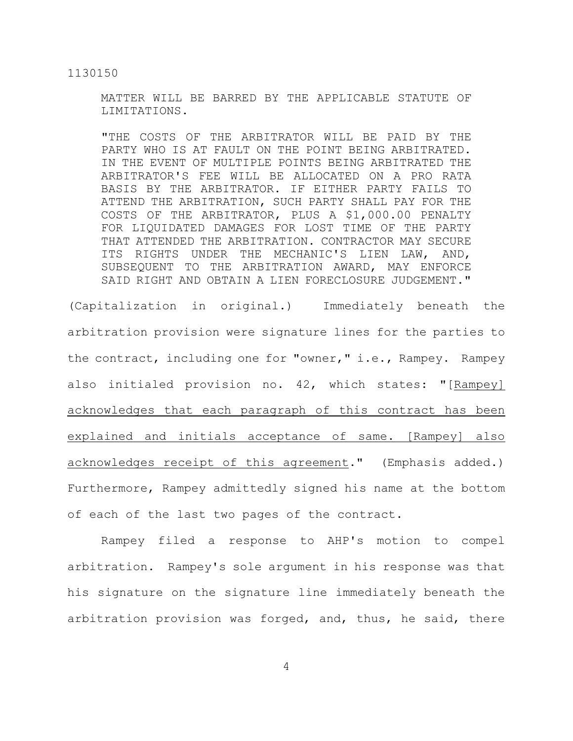> MATTER WILL BE BARRED BY THE APPLICABLE STATUTE OF LIMITATIONS.
>
> "THE COSTS OF THE ARBITRATOR WILL BE PAID BY THE PARTY WHO IS AT FAULT ON THE POINT BEING ARBITRATED. IN THE EVENT OF MULTIPLE POINTS BEING ARBITRATED THE ARBITRATOR'S FEE WILL BE ALLOCATED ON A PRO RATA BASIS BY THE ARBITRATOR. IF EITHER PARTY FAILS TO ATTEND THE ARBITRATION, SUCH PARTY SHALL PAY FOR THE COSTS OF THE ARBITRATOR, PLUS A $1,000.00 PENALTY FOR LIQUIDATED DAMAGES FOR LOST TIME OF THE PARTY THAT ATTENDED THE ARBITRATION. CONTRACTOR MAY SECURE ITS RIGHTS UNDER THE MECHANIC'S LIEN LAW, AND, SUBSEQUENT TO THE ARBITRATION AWARD, MAY ENFORCE SAID RIGHT AND OBTAIN A LIEN FORECLOSURE JUDGEMENT."

(Capitalization in original.) Immediately beneath the arbitration provision were signature lines for the parties to the contract, including one for "owner," i.e., Rampey. Rampey also initialed provision no. 42, which states: "<u>[Rampey] acknowledges that each paragraph of this contract has been explained and initials acceptance of same. [Rampey] also acknowledges receipt of this agreement</u>." (Emphasis added.) Furthermore, Rampey admittedly signed his name at the bottom of each of the last two pages of the contract.

Rampey filed a response to AHP's motion to compel arbitration. Rampey's sole argument in his response was that his signature on the signature line immediately beneath the arbitration provision was forged, and, thus, he said, there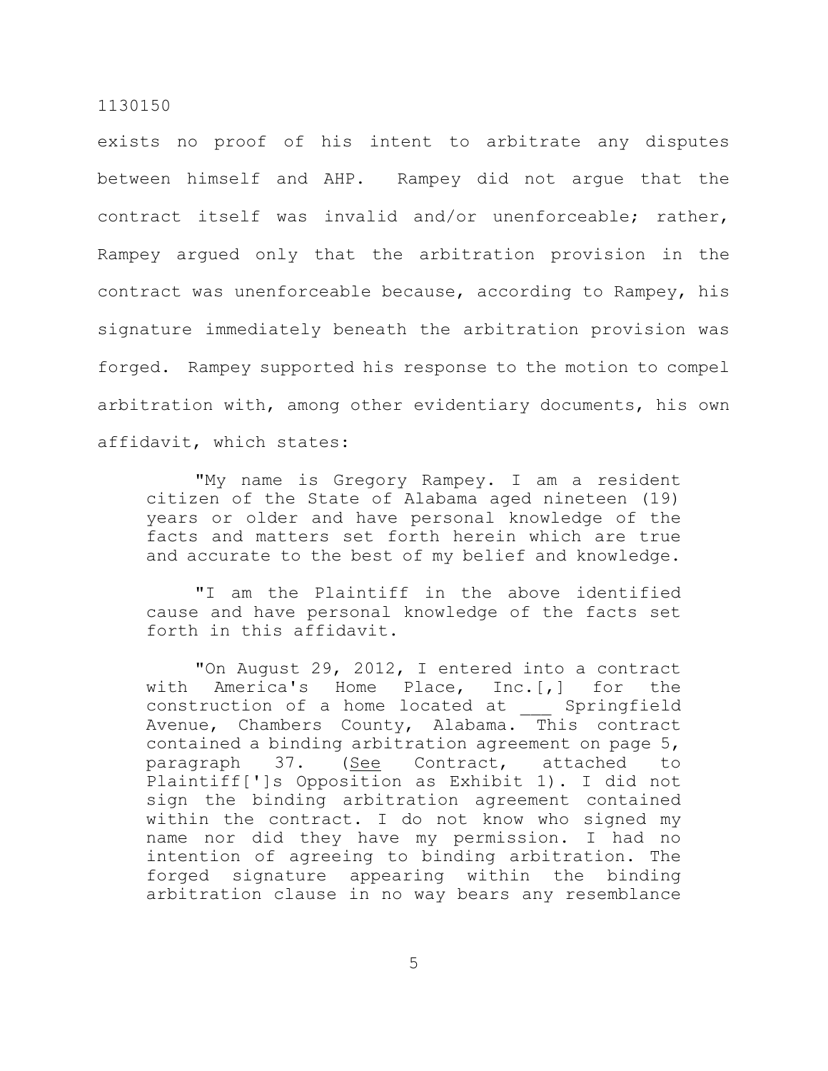exists no proof of his intent to arbitrate any disputes between himself and AHP. Rampey did not argue that the contract itself was invalid and/or unenforceable; rather, Rampey argued only that the arbitration provision in the contract was unenforceable because, according to Rampey, his signature immediately beneath the arbitration provision was forged. Rampey supported his response to the motion to compel arbitration with, among other evidentiary documents, his own affidavit, which states:

> "My name is Gregory Rampey. I am a resident citizen of the State of Alabama aged nineteen (19) years or older and have personal knowledge of the facts and matters set forth herein which are true and accurate to the best of my belief and knowledge.
>
> "I am the Plaintiff in the above identified cause and have personal knowledge of the facts set forth in this affidavit.
>
> "On August 29, 2012, I entered into a contract with America's Home Place, Inc.[,] for the construction of a home located at ___ Springfield Avenue, Chambers County, Alabama. This contract contained a binding arbitration agreement on page 5, paragraph 37. (See Contract, attached to Plaintiff[']s Opposition as Exhibit 1). I did not sign the binding arbitration agreement contained within the contract. I do not know who signed my name nor did they have my permission. I had no intention of agreeing to binding arbitration. The forged signature appearing within the binding arbitration clause in no way bears any resemblance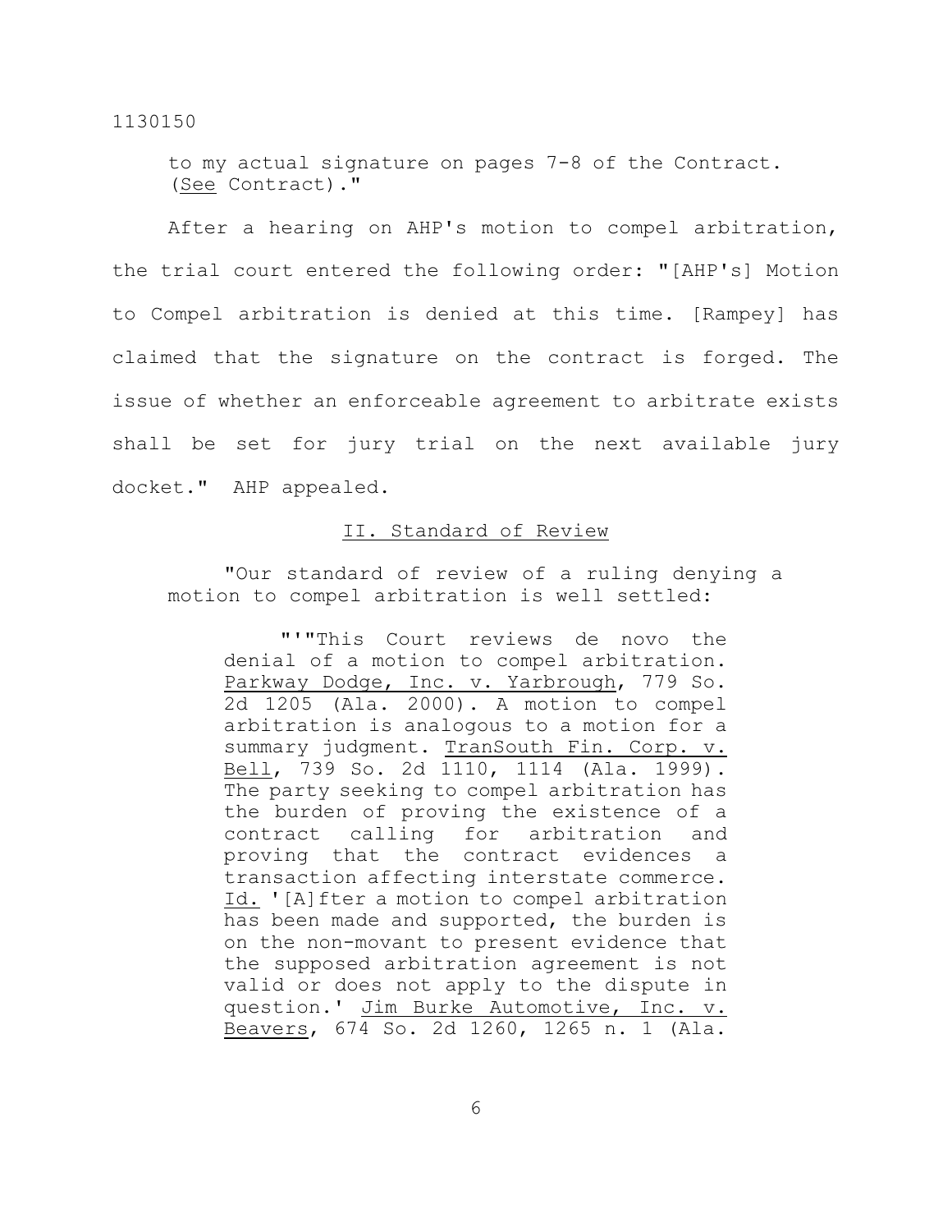to my actual signature on pages 7-8 of the Contract. (See Contract)."

After a hearing on AHP's motion to compel arbitration, the trial court entered the following order: "[AHP's] Motion to Compel arbitration is denied at this time. [Rampey] has claimed that the signature on the contract is forged. The issue of whether an enforceable agreement to arbitrate exists shall be set for jury trial on the next available jury docket." AHP appealed.

## II. Standard of Review

> "Our standard of review of a ruling denying a motion to compel arbitration is well settled:
>
> > "'"This Court reviews de novo the denial of a motion to compel arbitration. Parkway Dodge, Inc. v. Yarbrough, 779 So. 2d 1205 (Ala. 2000). A motion to compel arbitration is analogous to a motion for a summary judgment. TranSouth Fin. Corp. v. Bell, 739 So. 2d 1110, 1114 (Ala. 1999). The party seeking to compel arbitration has the burden of proving the existence of a contract calling for arbitration and proving that the contract evidences a transaction affecting interstate commerce. Id. '[A]fter a motion to compel arbitration has been made and supported, the burden is on the non-movant to present evidence that the supposed arbitration agreement is not valid or does not apply to the dispute in question.' Jim Burke Automotive, Inc. v. Beavers, 674 So. 2d 1260, 1265 n. 1 (Ala.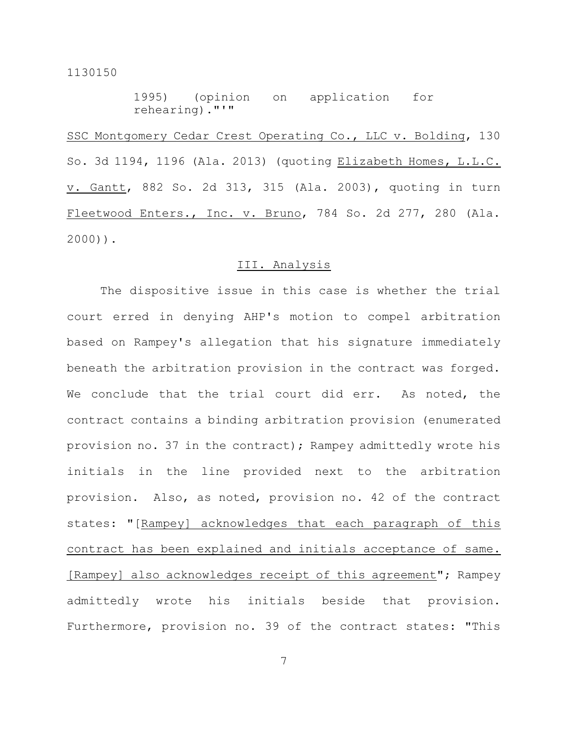1995) (opinion on application for rehearing).""

SSC Montgomery Cedar Crest Operating Co., LLC v. Bolding, 130 So. 3d 1194, 1196 (Ala. 2013) (quoting Elizabeth Homes, L.L.C. v. Gantt, 882 So. 2d 313, 315 (Ala. 2003), quoting in turn Fleetwood Enters., Inc. v. Bruno, 784 So. 2d 277, 280 (Ala. 2000)).

## III. Analysis

The dispositive issue in this case is whether the trial court erred in denying AHP's motion to compel arbitration based on Rampey's allegation that his signature immediately beneath the arbitration provision in the contract was forged. We conclude that the trial court did err. As noted, the contract contains a binding arbitration provision (enumerated provision no. 37 in the contract); Rampey admittedly wrote his initials in the line provided next to the arbitration provision. Also, as noted, provision no. 42 of the contract states: "[Rampey] acknowledges that each paragraph of this contract has been explained and initials acceptance of same. [Rampey] also acknowledges receipt of this agreement"; Rampey admittedly wrote his initials beside that provision. Furthermore, provision no. 39 of the contract states: "This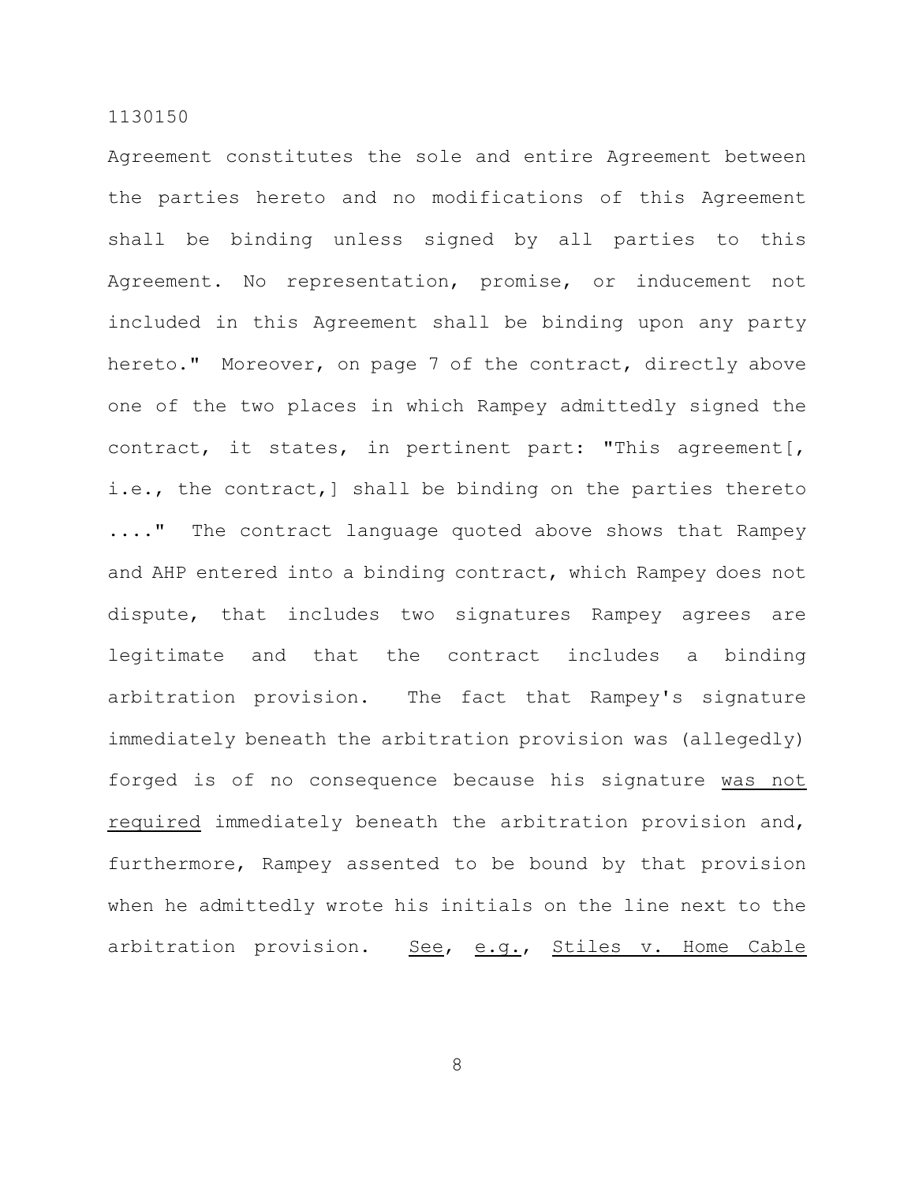Agreement constitutes the sole and entire Agreement between the parties hereto and no modifications of this Agreement shall be binding unless signed by all parties to this Agreement. No representation, promise, or inducement not included in this Agreement shall be binding upon any party hereto." Moreover, on page 7 of the contract, directly above one of the two places in which Rampey admittedly signed the contract, it states, in pertinent part: "This agreement[, i.e., the contract,] shall be binding on the parties thereto ...." The contract language quoted above shows that Rampey and AHP entered into a binding contract, which Rampey does not dispute, that includes two signatures Rampey agrees are legitimate and that the contract includes a binding arbitration provision. The fact that Rampey's signature immediately beneath the arbitration provision was (allegedly) forged is of no consequence because his signature <u>was not required</u> immediately beneath the arbitration provision and, furthermore, Rampey assented to be bound by that provision when he admittedly wrote his initials on the line next to the arbitration provision. <u>See</u>, <u>e.g.</u>, <u>Stiles v. Home Cable</u>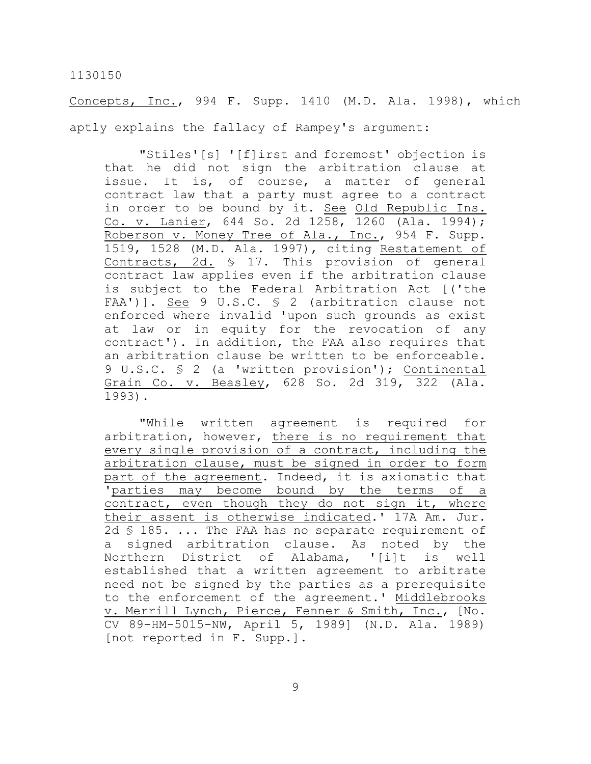Concepts, Inc., 994 F. Supp. 1410 (M.D. Ala. 1998), which aptly explains the fallacy of Rampey's argument:

> "Stiles'[s] '[f]irst and foremost' objection is that he did not sign the arbitration clause at issue. It is, of course, a matter of general contract law that a party must agree to a contract in order to be bound by it. See Old Republic Ins. Co. v. Lanier, 644 So. 2d 1258, 1260 (Ala. 1994); Roberson v. Money Tree of Ala., Inc., 954 F. Supp. 1519, 1528 (M.D. Ala. 1997), citing Restatement of Contracts, 2d. § 17. This provision of general contract law applies even if the arbitration clause is subject to the Federal Arbitration Act [('the FAA')]. See 9 U.S.C. § 2 (arbitration clause not enforced where invalid 'upon such grounds as exist at law or in equity for the revocation of any contract'). In addition, the FAA also requires that an arbitration clause be written to be enforceable. 9 U.S.C. § 2 (a 'written provision'); Continental Grain Co. v. Beasley, 628 So. 2d 319, 322 (Ala. 1993).
>
> "While written agreement is required for arbitration, however, there is no requirement that every single provision of a contract, including the arbitration clause, must be signed in order to form part of the agreement. Indeed, it is axiomatic that 'parties may become bound by the terms of a contract, even though they do not sign it, where their assent is otherwise indicated.' 17A Am. Jur. 2d § 185. ... The FAA has no separate requirement of a signed arbitration clause. As noted by the Northern District of Alabama, '[i]t is well established that a written agreement to arbitrate need not be signed by the parties as a prerequisite to the enforcement of the agreement.' Middlebrooks v. Merrill Lynch, Pierce, Fenner & Smith, Inc., [No. CV 89-HM-5015-NW, April 5, 1989] (N.D. Ala. 1989) [not reported in F. Supp.].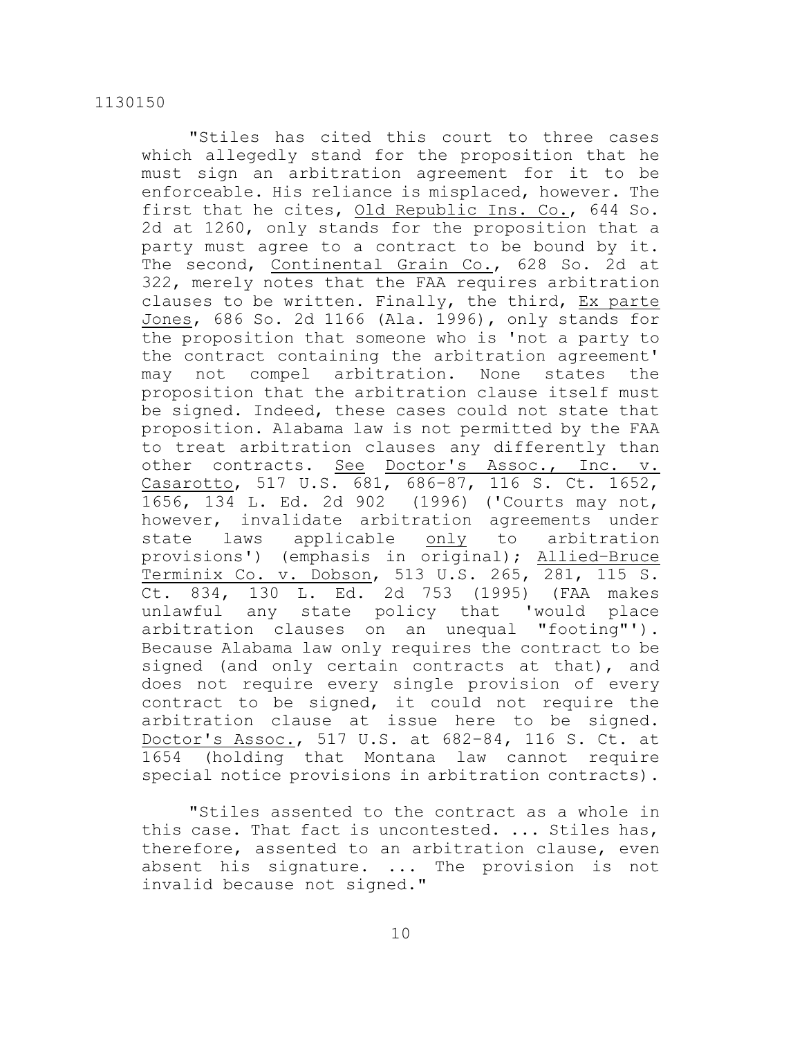"Stiles has cited this court to three cases which allegedly stand for the proposition that he must sign an arbitration agreement for it to be enforceable. His reliance is misplaced, however. The first that he cites, Old Republic Ins. Co., 644 So. 2d at 1260, only stands for the proposition that a party must agree to a contract to be bound by it. The second, Continental Grain Co., 628 So. 2d at 322, merely notes that the FAA requires arbitration clauses to be written. Finally, the third, Ex parte Jones, 686 So. 2d 1166 (Ala. 1996), only stands for the proposition that someone who is 'not a party to the contract containing the arbitration agreement' may not compel arbitration. None states the proposition that the arbitration clause itself must be signed. Indeed, these cases could not state that proposition. Alabama law is not permitted by the FAA to treat arbitration clauses any differently than other contracts. See Doctor's Assoc., Inc. v. Casarotto, 517 U.S. 681, 686-87, 116 S. Ct. 1652, 1656, 134 L. Ed. 2d 902 (1996) ('Courts may not, however, invalidate arbitration agreements under state laws applicable only to arbitration provisions') (emphasis in original); Allied-Bruce Terminix Co. v. Dobson, 513 U.S. 265, 281, 115 S. Ct. 834, 130 L. Ed. 2d 753 (1995) (FAA makes unlawful any state policy that 'would place arbitration clauses on an unequal "footing"'). Because Alabama law only requires the contract to be signed (and only certain contracts at that), and does not require every single provision of every contract to be signed, it could not require the arbitration clause at issue here to be signed. Doctor's Assoc., 517 U.S. at 682-84, 116 S. Ct. at 1654 (holding that Montana law cannot require special notice provisions in arbitration contracts).

"Stiles assented to the contract as a whole in this case. That fact is uncontested. ... Stiles has, therefore, assented to an arbitration clause, even absent his signature. ... The provision is not invalid because not signed."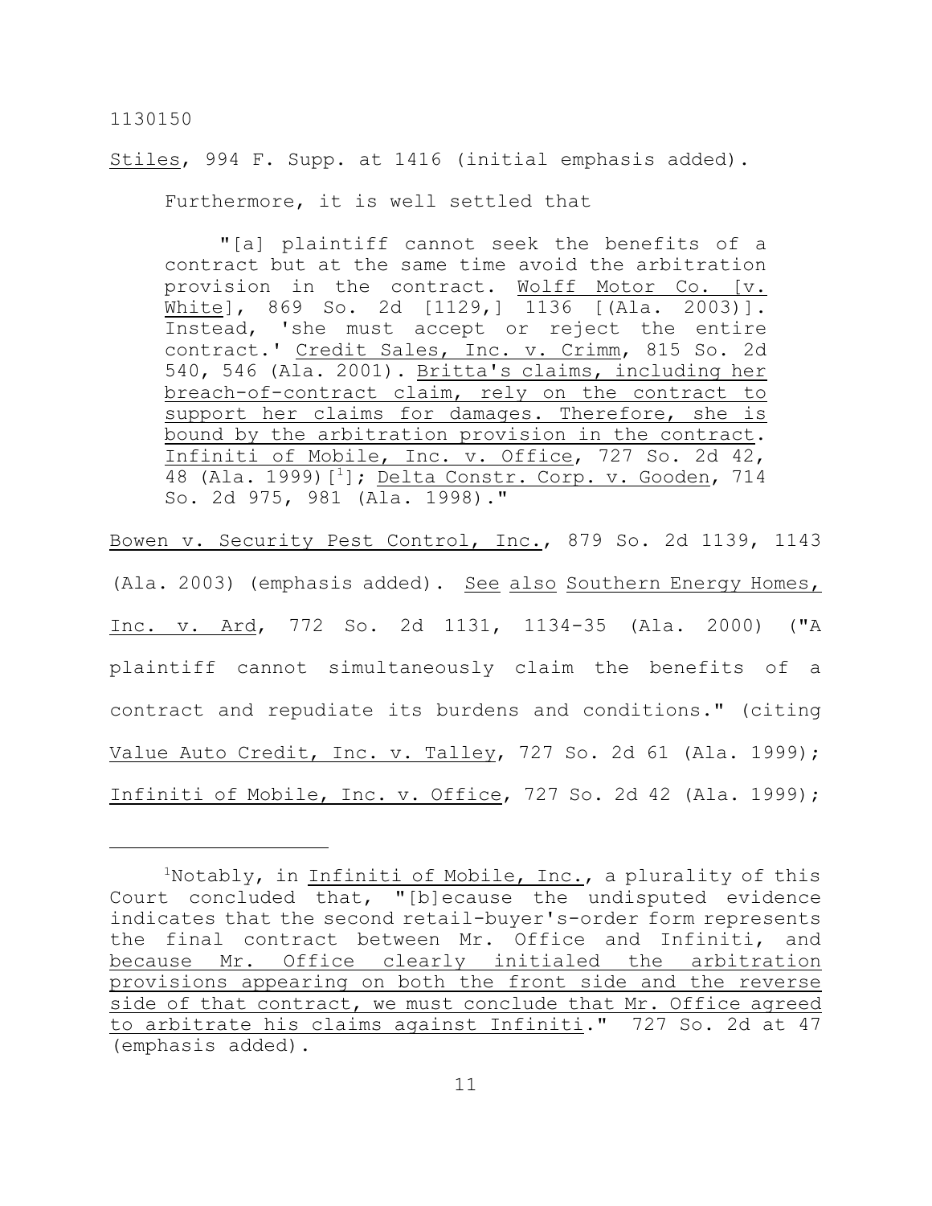Stiles, 994 F. Supp. at 1416 (initial emphasis added).

Furthermore, it is well settled that

> "[a] plaintiff cannot seek the benefits of a contract but at the same time avoid the arbitration provision in the contract. Wolff Motor Co. [v. White], 869 So. 2d [1129,] 1136 [(Ala. 2003)]. Instead, 'she must accept or reject the entire contract.' Credit Sales, Inc. v. Crimm, 815 So. 2d 540, 546 (Ala. 2001). Britta's claims, including her breach-of-contract claim, rely on the contract to support her claims for damages. Therefore, she is bound by the arbitration provision in the contract. Infiniti of Mobile, Inc. v. Office, 727 So. 2d 42, 48 (Ala. 1999)[1]; Delta Constr. Corp. v. Gooden, 714 So. 2d 975, 981 (Ala. 1998)."

Bowen v. Security Pest Control, Inc., 879 So. 2d 1139, 1143 (Ala. 2003) (emphasis added). See also Southern Energy Homes, Inc. v. Ard, 772 So. 2d 1131, 1134-35 (Ala. 2000) ("A plaintiff cannot simultaneously claim the benefits of a contract and repudiate its burdens and conditions." (citing Value Auto Credit, Inc. v. Talley, 727 So. 2d 61 (Ala. 1999); Infiniti of Mobile, Inc. v. Office, 727 So. 2d 42 (Ala. 1999);

---

[1]Notably, in Infiniti of Mobile, Inc., a plurality of this Court concluded that, "[b]ecause the undisputed evidence indicates that the second retail-buyer's-order form represents the final contract between Mr. Office and Infiniti, and because Mr. Office clearly initialed the arbitration provisions appearing on both the front side and the reverse side of that contract, we must conclude that Mr. Office agreed to arbitrate his claims against Infiniti." 727 So. 2d at 47 (emphasis added).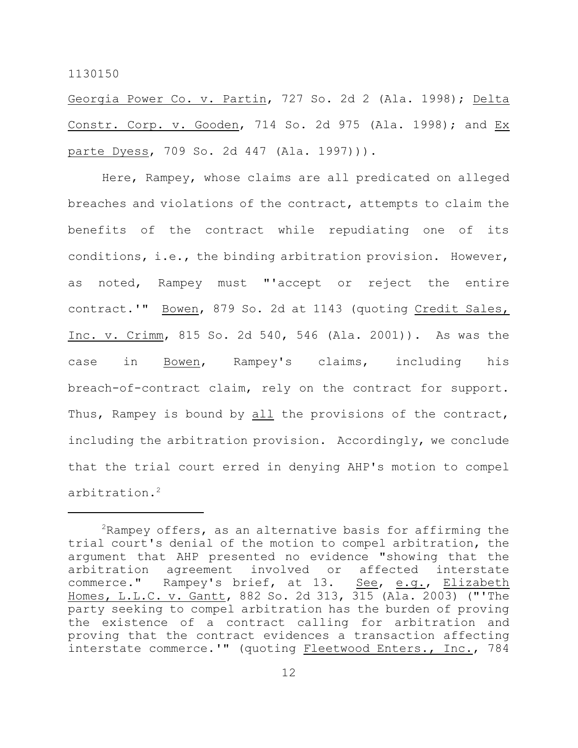Georgia Power Co. v. Partin, 727 So. 2d 2 (Ala. 1998); Delta Constr. Corp. v. Gooden, 714 So. 2d 975 (Ala. 1998); and Ex parte Dyess, 709 So. 2d 447 (Ala. 1997))).

Here, Rampey, whose claims are all predicated on alleged breaches and violations of the contract, attempts to claim the benefits of the contract while repudiating one of its conditions, i.e., the binding arbitration provision. However, as noted, Rampey must "'accept or reject the entire contract.'" Bowen, 879 So. 2d at 1143 (quoting Credit Sales, Inc. v. Crimm, 815 So. 2d 540, 546 (Ala. 2001)). As was the case in Bowen, Rampey's claims, including his breach-of-contract claim, rely on the contract for support. Thus, Rampey is bound by all the provisions of the contract, including the arbitration provision. Accordingly, we conclude that the trial court erred in denying AHP's motion to compel arbitration.[2]

---

[2]Rampey offers, as an alternative basis for affirming the trial court's denial of the motion to compel arbitration, the argument that AHP presented no evidence "showing that the arbitration agreement involved or affected interstate commerce." Rampey's brief, at 13. See, e.g., Elizabeth Homes, L.L.C. v. Gantt, 882 So. 2d 313, 315 (Ala. 2003) ("'The party seeking to compel arbitration has the burden of proving the existence of a contract calling for arbitration and proving that the contract evidences a transaction affecting interstate commerce.'" (quoting Fleetwood Enters., Inc., 784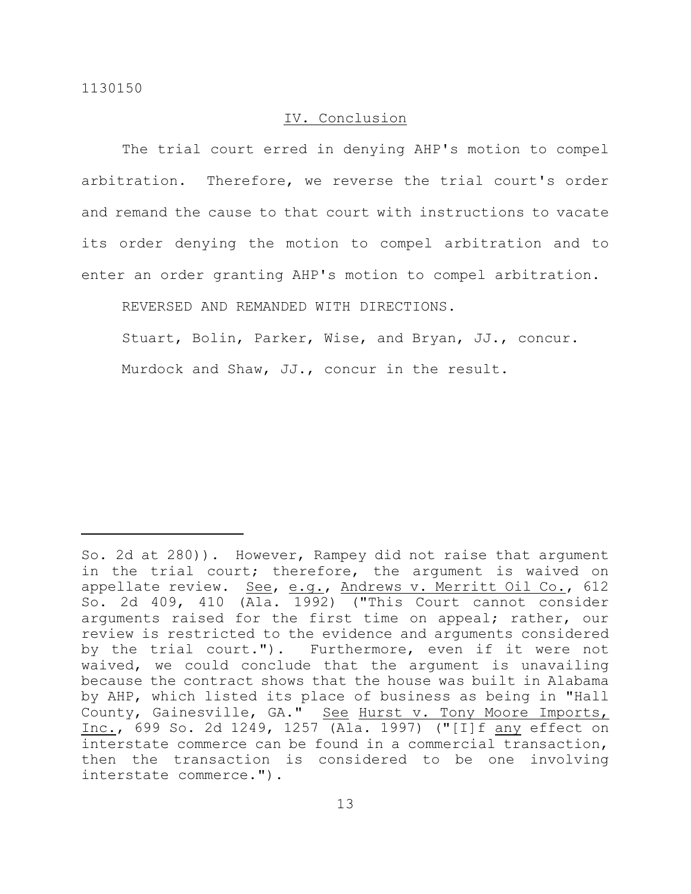## IV. Conclusion

The trial court erred in denying AHP's motion to compel arbitration. Therefore, we reverse the trial court's order and remand the cause to that court with instructions to vacate its order denying the motion to compel arbitration and to enter an order granting AHP's motion to compel arbitration.

REVERSED AND REMANDED WITH DIRECTIONS.

Stuart, Bolin, Parker, Wise, and Bryan, JJ., concur.

Murdock and Shaw, JJ., concur in the result.

---

So. 2d at 280)). However, Rampey did not raise that argument in the trial court; therefore, the argument is waived on appellate review. See, e.g., Andrews v. Merritt Oil Co., 612 So. 2d 409, 410 (Ala. 1992) ("This Court cannot consider arguments raised for the first time on appeal; rather, our review is restricted to the evidence and arguments considered by the trial court."). Furthermore, even if it were not waived, we could conclude that the argument is unavailing because the contract shows that the house was built in Alabama by AHP, which listed its place of business as being in "Hall County, Gainesville, GA." See Hurst v. Tony Moore Imports, Inc., 699 So. 2d 1249, 1257 (Ala. 1997) ("[I]f any effect on interstate commerce can be found in a commercial transaction, then the transaction is considered to be one involving interstate commerce.").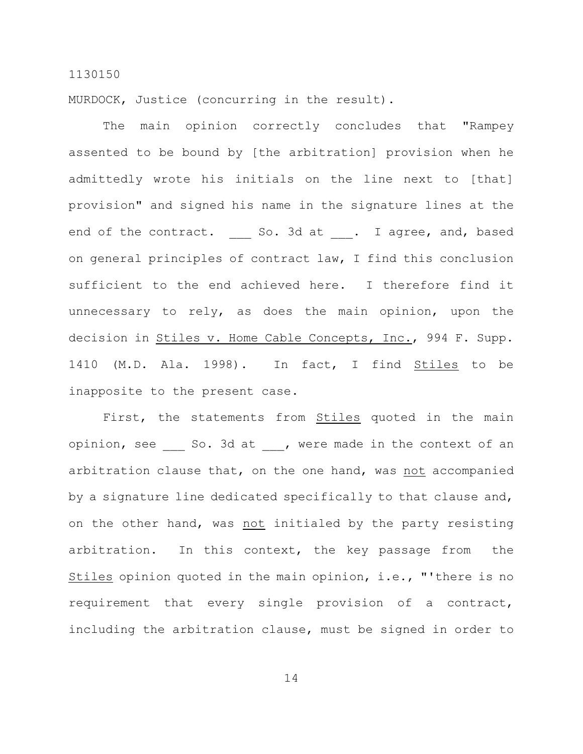1130150

MURDOCK, Justice (concurring in the result).

The main opinion correctly concludes that "Rampey assented to be bound by [the arbitration] provision when he admittedly wrote his initials on the line next to [that] provision" and signed his name in the signature lines at the end of the contract. ___ So. 3d at ___. I agree, and, based on general principles of contract law, I find this conclusion sufficient to the end achieved here. I therefore find it unnecessary to rely, as does the main opinion, upon the decision in Stiles v. Home Cable Concepts, Inc., 994 F. Supp. 1410 (M.D. Ala. 1998). In fact, I find Stiles to be inapposite to the present case.

First, the statements from Stiles quoted in the main opinion, see ___ So. 3d at ___, were made in the context of an arbitration clause that, on the one hand, was not accompanied by a signature line dedicated specifically to that clause and, on the other hand, was not initialed by the party resisting arbitration. In this context, the key passage from the Stiles opinion quoted in the main opinion, i.e., "'there is no requirement that every single provision of a contract, including the arbitration clause, must be signed in order to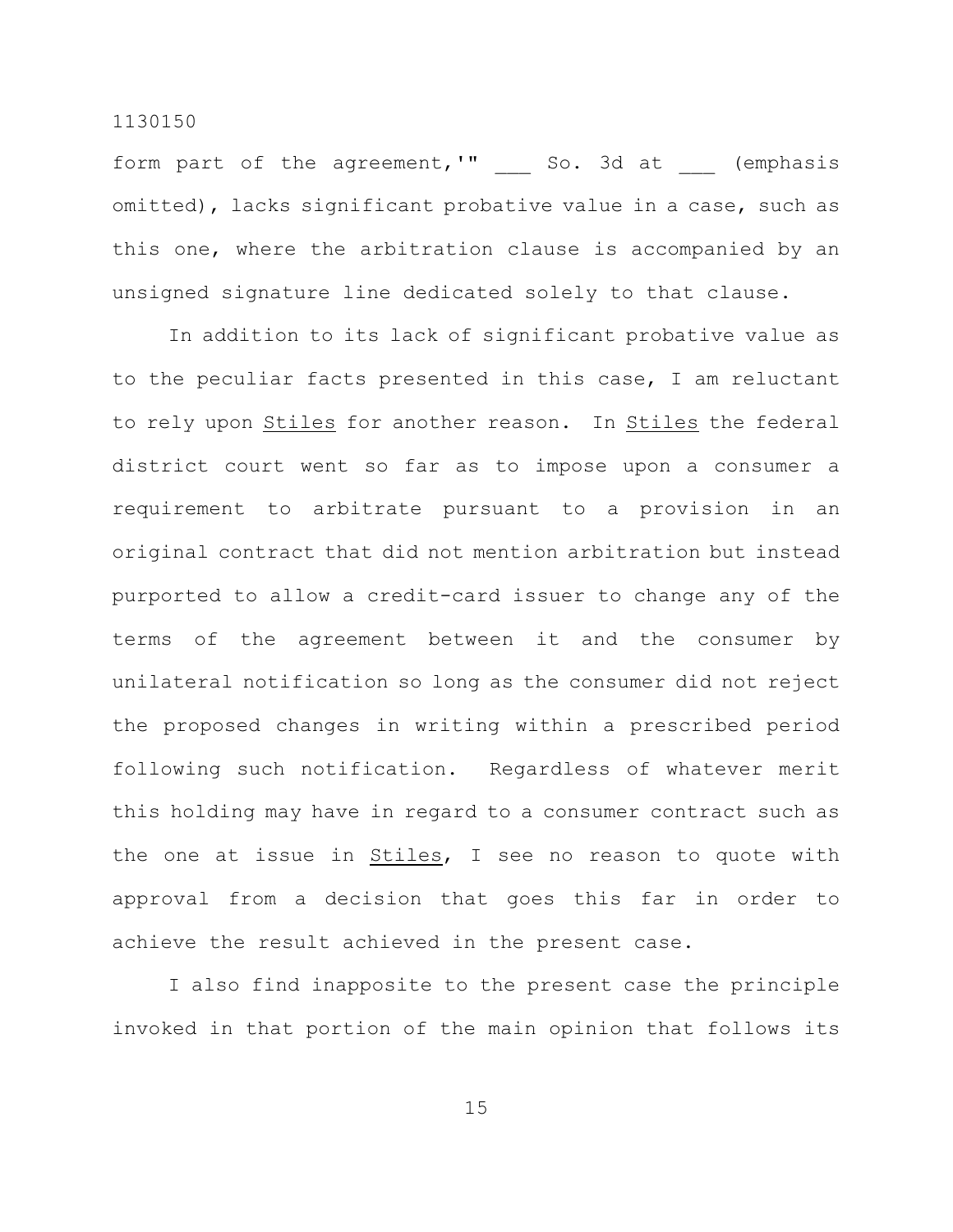form part of the agreement,'" ___ So. 3d at ___ (emphasis omitted), lacks significant probative value in a case, such as this one, where the arbitration clause is accompanied by an unsigned signature line dedicated solely to that clause.

In addition to its lack of significant probative value as to the peculiar facts presented in this case, I am reluctant to rely upon Stiles for another reason. In Stiles the federal district court went so far as to impose upon a consumer a requirement to arbitrate pursuant to a provision in an original contract that did not mention arbitration but instead purported to allow a credit-card issuer to change any of the terms of the agreement between it and the consumer by unilateral notification so long as the consumer did not reject the proposed changes in writing within a prescribed period following such notification. Regardless of whatever merit this holding may have in regard to a consumer contract such as the one at issue in Stiles, I see no reason to quote with approval from a decision that goes this far in order to achieve the result achieved in the present case.

I also find inapposite to the present case the principle invoked in that portion of the main opinion that follows its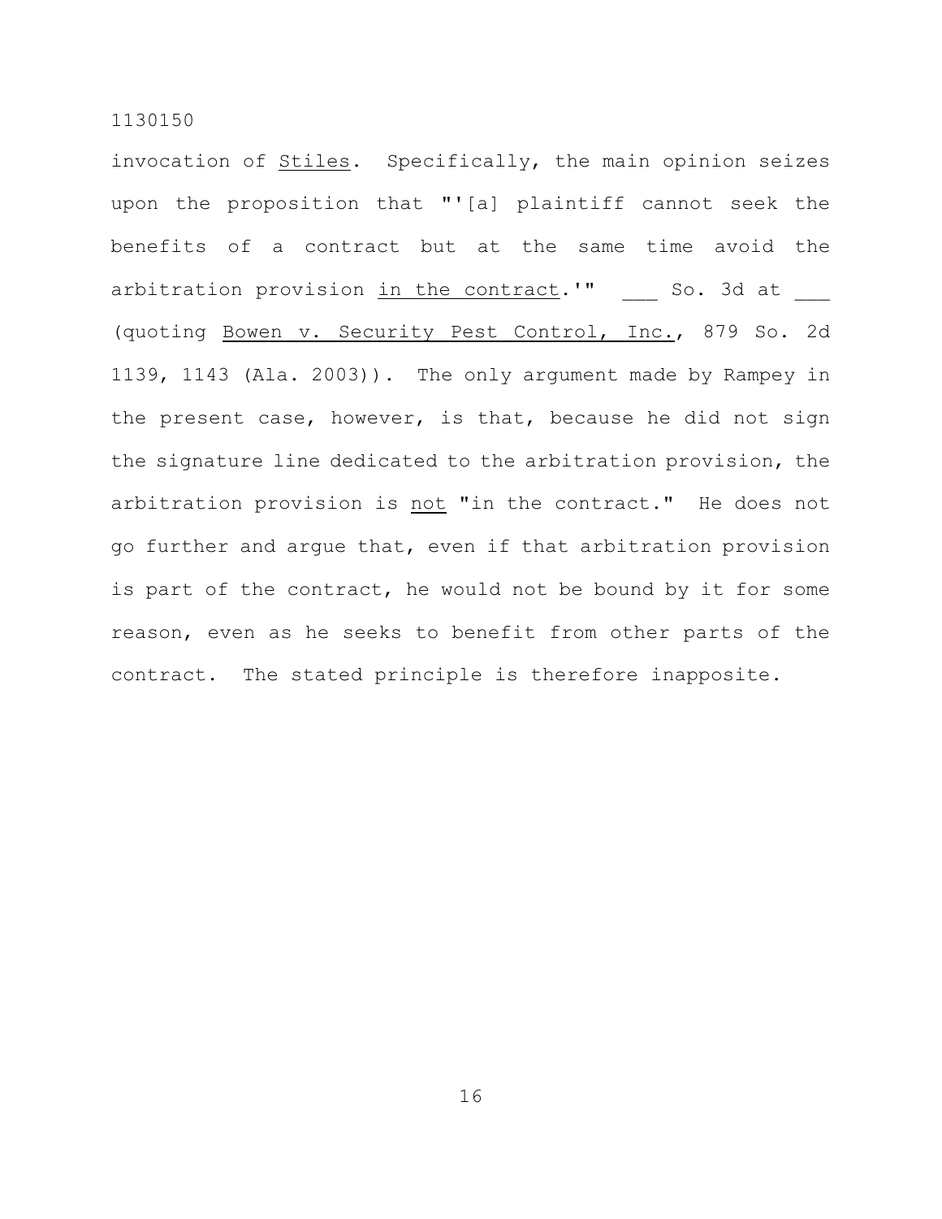invocation of _Stiles_. Specifically, the main opinion seizes upon the proposition that "'[a] plaintiff cannot seek the benefits of a contract but at the same time avoid the arbitration provision _in the contract_.'" ___ So. 3d at ___ (quoting _Bowen v. Security Pest Control, Inc._, 879 So. 2d 1139, 1143 (Ala. 2003)). The only argument made by Rampey in the present case, however, is that, because he did not sign the signature line dedicated to the arbitration provision, the arbitration provision is _not_ "in the contract." He does not go further and argue that, even if that arbitration provision is part of the contract, he would not be bound by it for some reason, even as he seeks to benefit from other parts of the contract. The stated principle is therefore inapposite.